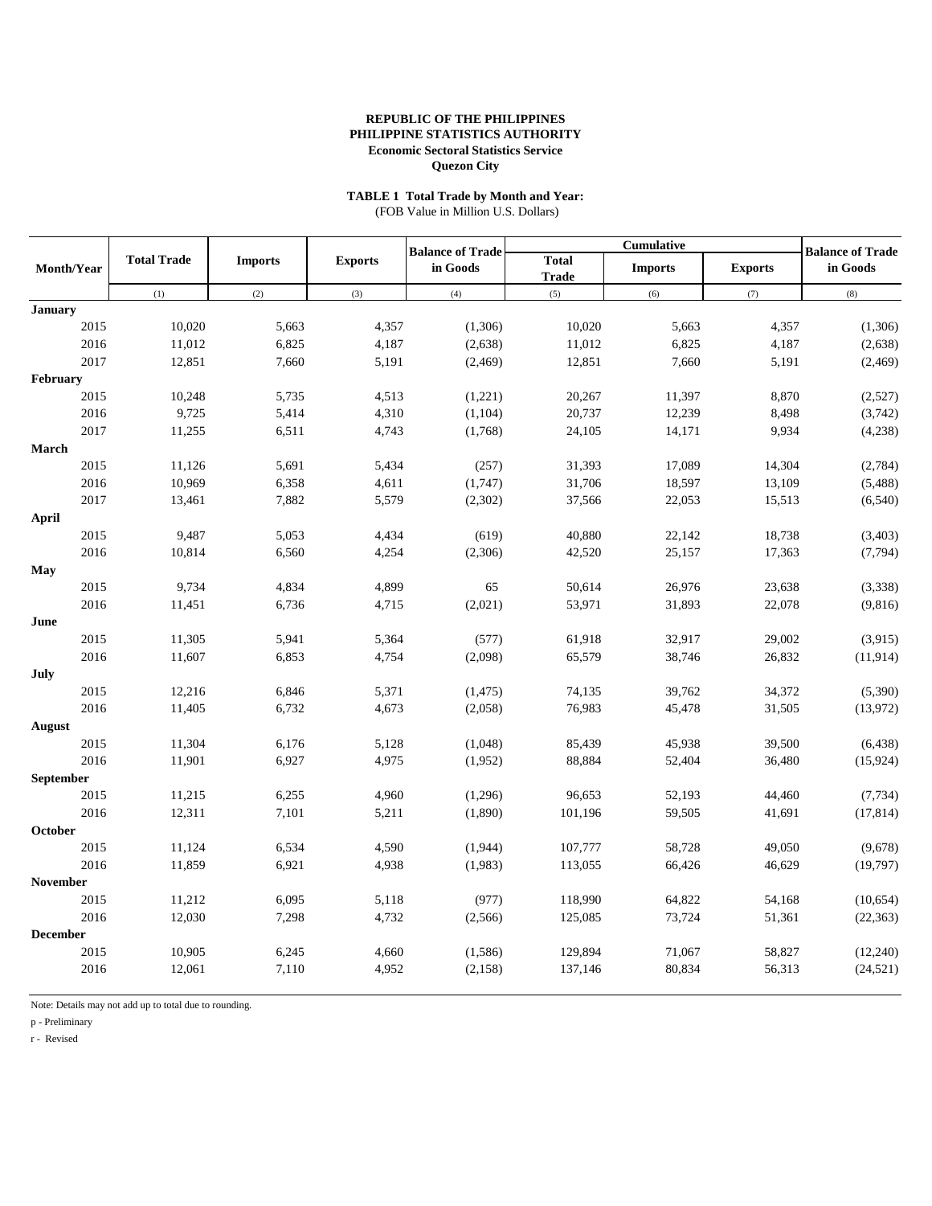**REPUBLIC OF THE PHILIPPINES**
**PHILIPPINE STATISTICS AUTHORITY**
**Economic Sectoral Statistics Service**
**Quezon City**

**TABLE 1 Total Trade by Month and Year:**
(FOB Value in Million U.S. Dollars)

| Month/Year | Total Trade | Imports | Exports | Balance of Trade in Goods | Cumulative | | | Balance of Trade in Goods |
|---|---|---|---|---|---|---|---|---|
| | | | | | Total Trade | Imports | Exports | |
| | (1) | (2) | (3) | (4) | (5) | (6) | (7) | (8) |
| **January** | | | | | | | | |
| 2015 | 10,020 | 5,663 | 4,357 | (1,306) | 10,020 | 5,663 | 4,357 | (1,306) |
| 2016 | 11,012 | 6,825 | 4,187 | (2,638) | 11,012 | 6,825 | 4,187 | (2,638) |
| 2017 | 12,851 | 7,660 | 5,191 | (2,469) | 12,851 | 7,660 | 5,191 | (2,469) |
| **February** | | | | | | | | |
| 2015 | 10,248 | 5,735 | 4,513 | (1,221) | 20,267 | 11,397 | 8,870 | (2,527) |
| 2016 | 9,725 | 5,414 | 4,310 | (1,104) | 20,737 | 12,239 | 8,498 | (3,742) |
| 2017 | 11,255 | 6,511 | 4,743 | (1,768) | 24,105 | 14,171 | 9,934 | (4,238) |
| **March** | | | | | | | | |
| 2015 | 11,126 | 5,691 | 5,434 | (257) | 31,393 | 17,089 | 14,304 | (2,784) |
| 2016 | 10,969 | 6,358 | 4,611 | (1,747) | 31,706 | 18,597 | 13,109 | (5,488) |
| 2017 | 13,461 | 7,882 | 5,579 | (2,302) | 37,566 | 22,053 | 15,513 | (6,540) |
| **April** | | | | | | | | |
| 2015 | 9,487 | 5,053 | 4,434 | (619) | 40,880 | 22,142 | 18,738 | (3,403) |
| 2016 | 10,814 | 6,560 | 4,254 | (2,306) | 42,520 | 25,157 | 17,363 | (7,794) |
| **May** | | | | | | | | |
| 2015 | 9,734 | 4,834 | 4,899 | 65 | 50,614 | 26,976 | 23,638 | (3,338) |
| 2016 | 11,451 | 6,736 | 4,715 | (2,021) | 53,971 | 31,893 | 22,078 | (9,816) |
| **June** | | | | | | | | |
| 2015 | 11,305 | 5,941 | 5,364 | (577) | 61,918 | 32,917 | 29,002 | (3,915) |
| 2016 | 11,607 | 6,853 | 4,754 | (2,098) | 65,579 | 38,746 | 26,832 | (11,914) |
| **July** | | | | | | | | |
| 2015 | 12,216 | 6,846 | 5,371 | (1,475) | 74,135 | 39,762 | 34,372 | (5,390) |
| 2016 | 11,405 | 6,732 | 4,673 | (2,058) | 76,983 | 45,478 | 31,505 | (13,972) |
| **August** | | | | | | | | |
| 2015 | 11,304 | 6,176 | 5,128 | (1,048) | 85,439 | 45,938 | 39,500 | (6,438) |
| 2016 | 11,901 | 6,927 | 4,975 | (1,952) | 88,884 | 52,404 | 36,480 | (15,924) |
| **September** | | | | | | | | |
| 2015 | 11,215 | 6,255 | 4,960 | (1,296) | 96,653 | 52,193 | 44,460 | (7,734) |
| 2016 | 12,311 | 7,101 | 5,211 | (1,890) | 101,196 | 59,505 | 41,691 | (17,814) |
| **October** | | | | | | | | |
| 2015 | 11,124 | 6,534 | 4,590 | (1,944) | 107,777 | 58,728 | 49,050 | (9,678) |
| 2016 | 11,859 | 6,921 | 4,938 | (1,983) | 113,055 | 66,426 | 46,629 | (19,797) |
| **November** | | | | | | | | |
| 2015 | 11,212 | 6,095 | 5,118 | (977) | 118,990 | 64,822 | 54,168 | (10,654) |
| 2016 | 12,030 | 7,298 | 4,732 | (2,566) | 125,085 | 73,724 | 51,361 | (22,363) |
| **December** | | | | | | | | |
| 2015 | 10,905 | 6,245 | 4,660 | (1,586) | 129,894 | 71,067 | 58,827 | (12,240) |
| 2016 | 12,061 | 7,110 | 4,952 | (2,158) | 137,146 | 80,834 | 56,313 | (24,521) |

Note: Details may not add up to total due to rounding.

p - Preliminary

r - Revised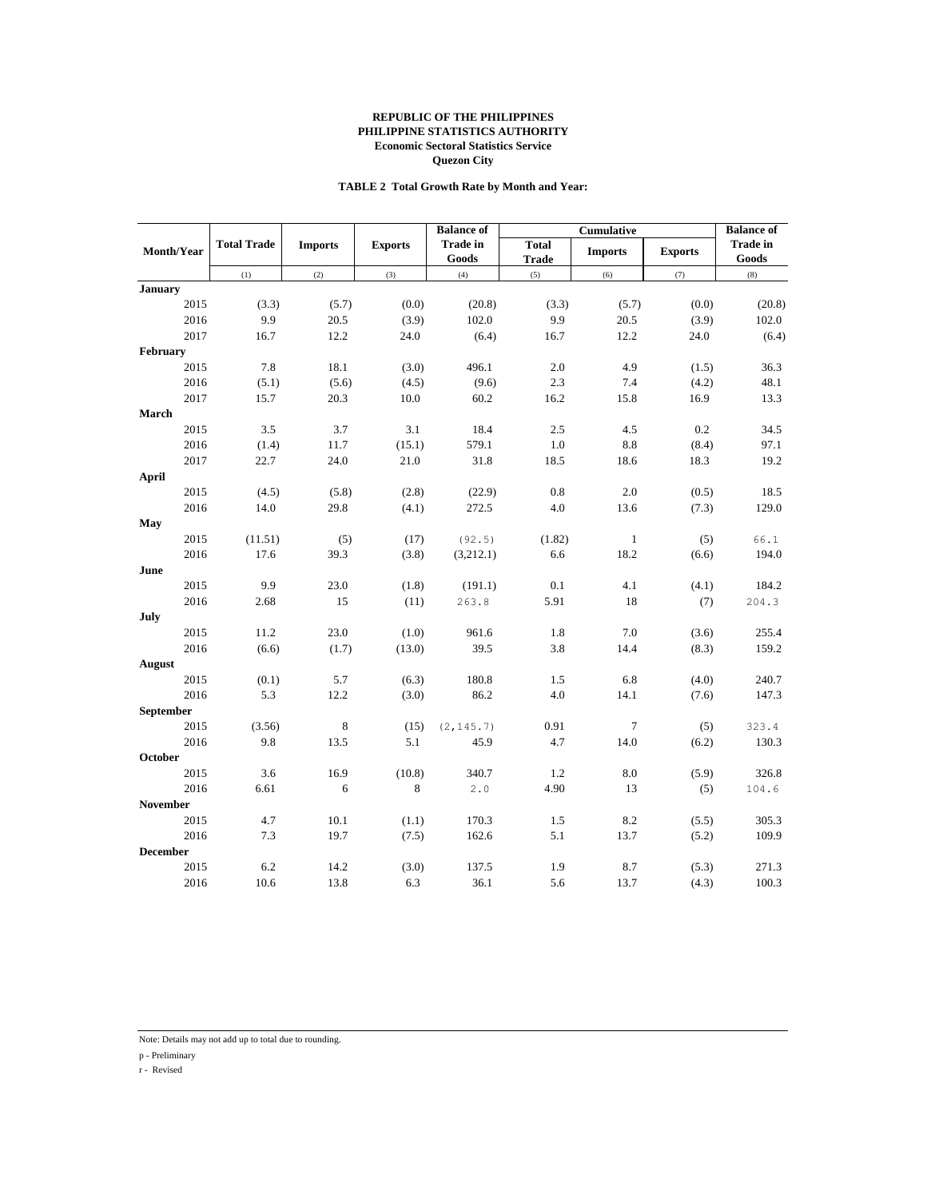**REPUBLIC OF THE PHILIPPINES**
**PHILIPPINE STATISTICS AUTHORITY**
**Economic Sectoral Statistics Service**
**Quezon City**

**TABLE 2 Total Growth Rate by Month and Year:**

| Month/Year | Total Trade | Imports | Exports | Balance of Trade in Goods | Cumulative | | | Balance of Trade in Goods |
|---|---|---|---|---|---|---|---|---|
| | | | | | Total Trade | Imports | Exports | |
| | (1) | (2) | (3) | (4) | (5) | (6) | (7) | (8) |
| **January** | | | | | | | | |
| 2015 | (3.3) | (5.7) | (0.0) | (20.8) | (3.3) | (5.7) | (0.0) | (20.8) |
| 2016 | 9.9 | 20.5 | (3.9) | 102.0 | 9.9 | 20.5 | (3.9) | 102.0 |
| 2017 | 16.7 | 12.2 | 24.0 | (6.4) | 16.7 | 12.2 | 24.0 | (6.4) |
| **February** | | | | | | | | |
| 2015 | 7.8 | 18.1 | (3.0) | 496.1 | 2.0 | 4.9 | (1.5) | 36.3 |
| 2016 | (5.1) | (5.6) | (4.5) | (9.6) | 2.3 | 7.4 | (4.2) | 48.1 |
| 2017 | 15.7 | 20.3 | 10.0 | 60.2 | 16.2 | 15.8 | 16.9 | 13.3 |
| **March** | | | | | | | | |
| 2015 | 3.5 | 3.7 | 3.1 | 18.4 | 2.5 | 4.5 | 0.2 | 34.5 |
| 2016 | (1.4) | 11.7 | (15.1) | 579.1 | 1.0 | 8.8 | (8.4) | 97.1 |
| 2017 | 22.7 | 24.0 | 21.0 | 31.8 | 18.5 | 18.6 | 18.3 | 19.2 |
| **April** | | | | | | | | |
| 2015 | (4.5) | (5.8) | (2.8) | (22.9) | 0.8 | 2.0 | (0.5) | 18.5 |
| 2016 | 14.0 | 29.8 | (4.1) | 272.5 | 4.0 | 13.6 | (7.3) | 129.0 |
| **May** | | | | | | | | |
| 2015 | (11.51) | (5) | (17) | (92.5) | (1.82) | 1 | (5) | 66.1 |
| 2016 | 17.6 | 39.3 | (3.8) | (3,212.1) | 6.6 | 18.2 | (6.6) | 194.0 |
| **June** | | | | | | | | |
| 2015 | 9.9 | 23.0 | (1.8) | (191.1) | 0.1 | 4.1 | (4.1) | 184.2 |
| 2016 | 2.68 | 15 | (11) | 263.8 | 5.91 | 18 | (7) | 204.3 |
| **July** | | | | | | | | |
| 2015 | 11.2 | 23.0 | (1.0) | 961.6 | 1.8 | 7.0 | (3.6) | 255.4 |
| 2016 | (6.6) | (1.7) | (13.0) | 39.5 | 3.8 | 14.4 | (8.3) | 159.2 |
| **August** | | | | | | | | |
| 2015 | (0.1) | 5.7 | (6.3) | 180.8 | 1.5 | 6.8 | (4.0) | 240.7 |
| 2016 | 5.3 | 12.2 | (3.0) | 86.2 | 4.0 | 14.1 | (7.6) | 147.3 |
| **September** | | | | | | | | |
| 2015 | (3.56) | 8 | (15) | (2,145.7) | 0.91 | 7 | (5) | 323.4 |
| 2016 | 9.8 | 13.5 | 5.1 | 45.9 | 4.7 | 14.0 | (6.2) | 130.3 |
| **October** | | | | | | | | |
| 2015 | 3.6 | 16.9 | (10.8) | 340.7 | 1.2 | 8.0 | (5.9) | 326.8 |
| 2016 | 6.61 | 6 | 8 | 2.0 | 4.90 | 13 | (5) | 104.6 |
| **November** | | | | | | | | |
| 2015 | 4.7 | 10.1 | (1.1) | 170.3 | 1.5 | 8.2 | (5.5) | 305.3 |
| 2016 | 7.3 | 19.7 | (7.5) | 162.6 | 5.1 | 13.7 | (5.2) | 109.9 |
| **December** | | | | | | | | |
| 2015 | 6.2 | 14.2 | (3.0) | 137.5 | 1.9 | 8.7 | (5.3) | 271.3 |
| 2016 | 10.6 | 13.8 | 6.3 | 36.1 | 5.6 | 13.7 | (4.3) | 100.3 |

Note: Details may not add up to total due to rounding.

p - Preliminary

r - Revised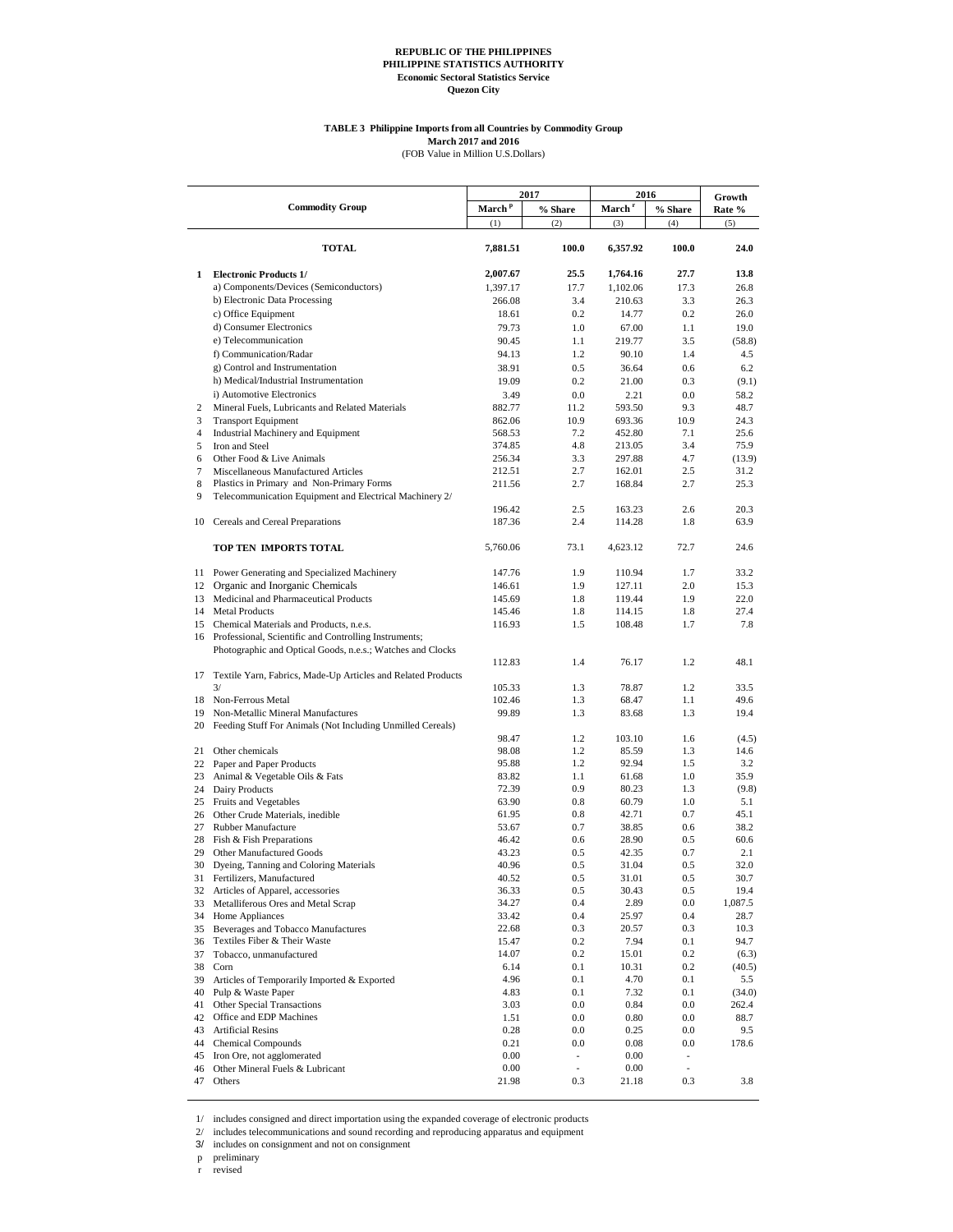**REPUBLIC OF THE PHILIPPINES**
**PHILIPPINE STATISTICS AUTHORITY**
**Economic Sectoral Statistics Service**
**Quezon City**

**TABLE 3 Philippine Imports from all Countries by Commodity Group**
**March 2017 and 2016**
(FOB Value in Million U.S.Dollars)

| | Commodity Group | 2017 March [p] | 2017 % Share | 2016 March [r] | 2016 % Share | Growth Rate % |
|---|---|---|---|---|---|---|
| | | (1) | (2) | (3) | (4) | (5) |
| | **TOTAL** | **7,881.51** | **100.0** | **6,357.92** | **100.0** | **24.0** |
| **1** | **Electronic Products 1/** | **2,007.67** | **25.5** | **1,764.16** | **27.7** | **13.8** |
| | a) Components/Devices (Semiconductors) | 1,397.17 | 17.7 | 1,102.06 | 17.3 | 26.8 |
| | b) Electronic Data Processing | 266.08 | 3.4 | 210.63 | 3.3 | 26.3 |
| | c) Office Equipment | 18.61 | 0.2 | 14.77 | 0.2 | 26.0 |
| | d) Consumer Electronics | 79.73 | 1.0 | 67.00 | 1.1 | 19.0 |
| | e) Telecommunication | 90.45 | 1.1 | 219.77 | 3.5 | (58.8) |
| | f) Communication/Radar | 94.13 | 1.2 | 90.10 | 1.4 | 4.5 |
| | g) Control and Instrumentation | 38.91 | 0.5 | 36.64 | 0.6 | 6.2 |
| | h) Medical/Industrial Instrumentation | 19.09 | 0.2 | 21.00 | 0.3 | (9.1) |
| | i) Automotive Electronics | 3.49 | 0.0 | 2.21 | 0.0 | 58.2 |
| 2 | Mineral Fuels, Lubricants and Related Materials | 882.77 | 11.2 | 593.50 | 9.3 | 48.7 |
| 3 | Transport Equipment | 862.06 | 10.9 | 693.36 | 10.9 | 24.3 |
| 4 | Industrial Machinery and Equipment | 568.53 | 7.2 | 452.80 | 7.1 | 25.6 |
| 5 | Iron and Steel | 374.85 | 4.8 | 213.05 | 3.4 | 75.9 |
| 6 | Other Food & Live Animals | 256.34 | 3.3 | 297.88 | 4.7 | (13.9) |
| 7 | Miscellaneous Manufactured Articles | 212.51 | 2.7 | 162.01 | 2.5 | 31.2 |
| 8 | Plastics in Primary and Non-Primary Forms | 211.56 | 2.7 | 168.84 | 2.7 | 25.3 |
| 9 | Telecommunication Equipment and Electrical Machinery 2/ | 196.42 | 2.5 | 163.23 | 2.6 | 20.3 |
| 10 | Cereals and Cereal Preparations | 187.36 | 2.4 | 114.28 | 1.8 | 63.9 |
| | **TOP TEN IMPORTS TOTAL** | 5,760.06 | 73.1 | 4,623.12 | 72.7 | 24.6 |
| 11 | Power Generating and Specialized Machinery | 147.76 | 1.9 | 110.94 | 1.7 | 33.2 |
| 12 | Organic and Inorganic Chemicals | 146.61 | 1.9 | 127.11 | 2.0 | 15.3 |
| 13 | Medicinal and Pharmaceutical Products | 145.69 | 1.8 | 119.44 | 1.9 | 22.0 |
| 14 | Metal Products | 145.46 | 1.8 | 114.15 | 1.8 | 27.4 |
| 15 | Chemical Materials and Products, n.e.s. | 116.93 | 1.5 | 108.48 | 1.7 | 7.8 |
| 16 | Professional, Scientific and Controlling Instruments; Photographic and Optical Goods, n.e.s.; Watches and Clocks | 112.83 | 1.4 | 76.17 | 1.2 | 48.1 |
| 17 | Textile Yarn, Fabrics, Made-Up Articles and Related Products 3/ | 105.33 | 1.3 | 78.87 | 1.2 | 33.5 |
| 18 | Non-Ferrous Metal | 102.46 | 1.3 | 68.47 | 1.1 | 49.6 |
| 19 | Non-Metallic Mineral Manufactures | 99.89 | 1.3 | 83.68 | 1.3 | 19.4 |
| 20 | Feeding Stuff For Animals (Not Including Unmilled Cereals) | 98.47 | 1.2 | 103.10 | 1.6 | (4.5) |
| 21 | Other chemicals | 98.08 | 1.2 | 85.59 | 1.3 | 14.6 |
| 22 | Paper and Paper Products | 95.88 | 1.2 | 92.94 | 1.5 | 3.2 |
| 23 | Animal & Vegetable Oils & Fats | 83.82 | 1.1 | 61.68 | 1.0 | 35.9 |
| 24 | Dairy Products | 72.39 | 0.9 | 80.23 | 1.3 | (9.8) |
| 25 | Fruits and Vegetables | 63.90 | 0.8 | 60.79 | 1.0 | 5.1 |
| 26 | Other Crude Materials, inedible | 61.95 | 0.8 | 42.71 | 0.7 | 45.1 |
| 27 | Rubber Manufacture | 53.67 | 0.7 | 38.85 | 0.6 | 38.2 |
| 28 | Fish & Fish Preparations | 46.42 | 0.6 | 28.90 | 0.5 | 60.6 |
| 29 | Other Manufactured Goods | 43.23 | 0.5 | 42.35 | 0.7 | 2.1 |
| 30 | Dyeing, Tanning and Coloring Materials | 40.96 | 0.5 | 31.04 | 0.5 | 32.0 |
| 31 | Fertilizers, Manufactured | 40.52 | 0.5 | 31.01 | 0.5 | 30.7 |
| 32 | Articles of Apparel, accessories | 36.33 | 0.5 | 30.43 | 0.5 | 19.4 |
| 33 | Metalliferous Ores and Metal Scrap | 34.27 | 0.4 | 2.89 | 0.0 | 1,087.5 |
| 34 | Home Appliances | 33.42 | 0.4 | 25.97 | 0.4 | 28.7 |
| 35 | Beverages and Tobacco Manufactures | 22.68 | 0.3 | 20.57 | 0.3 | 10.3 |
| 36 | Textiles Fiber & Their Waste | 15.47 | 0.2 | 7.94 | 0.1 | 94.7 |
| 37 | Tobacco, unmanufactured | 14.07 | 0.2 | 15.01 | 0.2 | (6.3) |
| 38 | Corn | 6.14 | 0.1 | 10.31 | 0.2 | (40.5) |
| 39 | Articles of Temporarily Imported & Exported | 4.96 | 0.1 | 4.70 | 0.1 | 5.5 |
| 40 | Pulp & Waste Paper | 4.83 | 0.1 | 7.32 | 0.1 | (34.0) |
| 41 | Other Special Transactions | 3.03 | 0.0 | 0.84 | 0.0 | 262.4 |
| 42 | Office and EDP Machines | 1.51 | 0.0 | 0.80 | 0.0 | 88.7 |
| 43 | Artificial Resins | 0.28 | 0.0 | 0.25 | 0.0 | 9.5 |
| 44 | Chemical Compounds | 0.21 | 0.0 | 0.08 | 0.0 | 178.6 |
| 45 | Iron Ore, not agglomerated | 0.00 | - | 0.00 | - | |
| 46 | Other Mineral Fuels & Lubricant | 0.00 | - | 0.00 | - | |
| 47 | Others | 21.98 | 0.3 | 21.18 | 0.3 | 3.8 |

1/ includes consigned and direct importation using the expanded coverage of electronic products
2/ includes telecommunications and sound recording and reproducing apparatus and equipment
3/ includes on consignment and not on consignment
p preliminary
r revised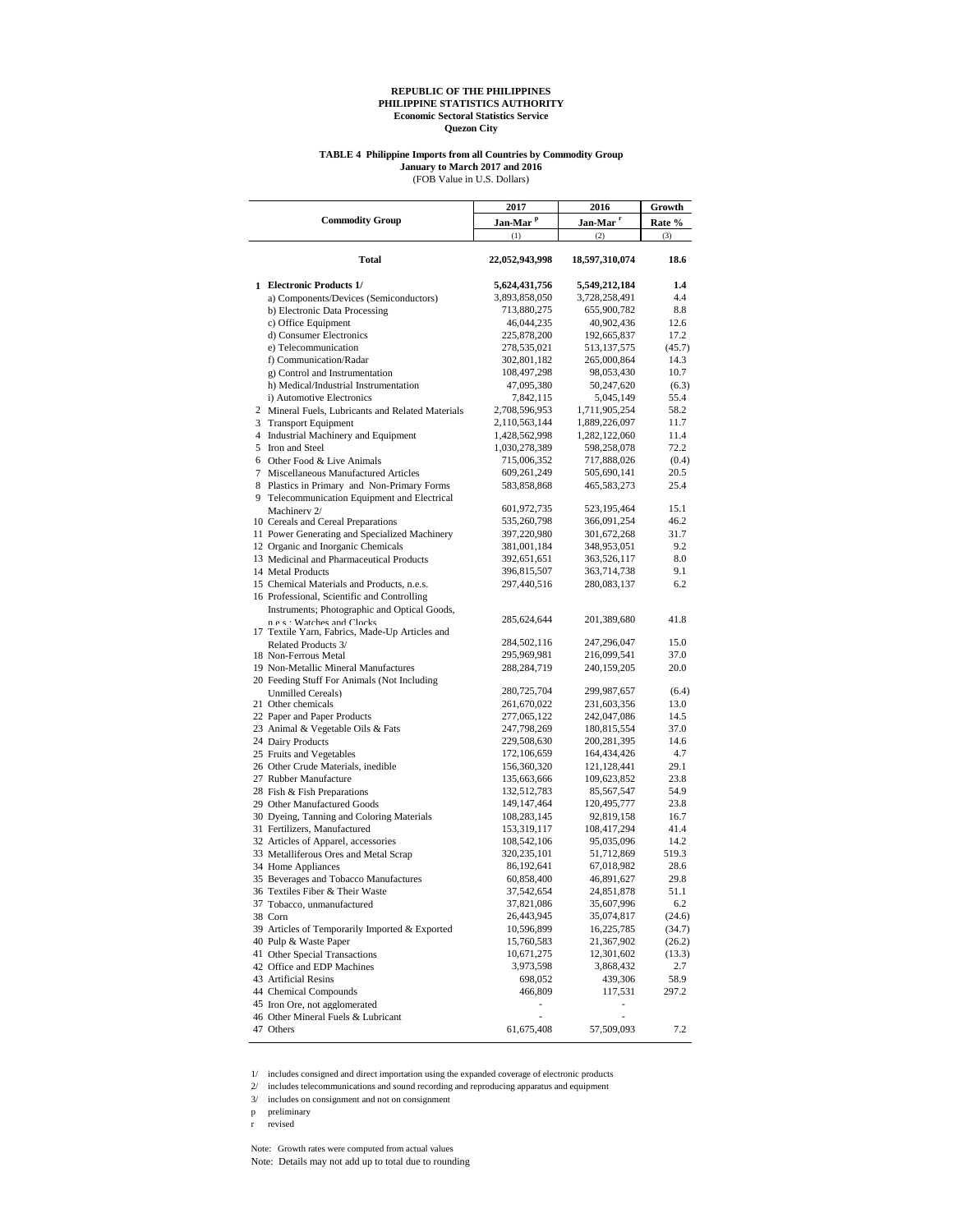**REPUBLIC OF THE PHILIPPINES**
**PHILIPPINE STATISTICS AUTHORITY**
**Economic Sectoral Statistics Service**
**Quezon City**

**TABLE 4 Philippine Imports from all Countries by Commodity Group**
**January to March 2017 and 2016**
(FOB Value in U.S. Dollars)

| Commodity Group | 2017 Jan-Mar p | 2016 Jan-Mar r | Growth Rate % |
|---|---|---|---|
| | (1) | (2) | (3) |
| **Total** | **22,052,943,998** | **18,597,310,074** | **18.6** |
| **1 Electronic Products 1/** | **5,624,431,756** | **5,549,212,184** | **1.4** |
| a) Components/Devices (Semiconductors) | 3,893,858,050 | 3,728,258,491 | 4.4 |
| b) Electronic Data Processing | 713,880,275 | 655,900,782 | 8.8 |
| c) Office Equipment | 46,044,235 | 40,902,436 | 12.6 |
| d) Consumer Electronics | 225,878,200 | 192,665,837 | 17.2 |
| e) Telecommunication | 278,535,021 | 513,137,575 | (45.7) |
| f) Communication/Radar | 302,801,182 | 265,000,864 | 14.3 |
| g) Control and Instrumentation | 108,497,298 | 98,053,430 | 10.7 |
| h) Medical/Industrial Instrumentation | 47,095,380 | 50,247,620 | (6.3) |
| i) Automotive Electronics | 7,842,115 | 5,045,149 | 55.4 |
| 2 Mineral Fuels, Lubricants and Related Materials | 2,708,596,953 | 1,711,905,254 | 58.2 |
| 3 Transport Equipment | 2,110,563,144 | 1,889,226,097 | 11.7 |
| 4 Industrial Machinery and Equipment | 1,428,562,998 | 1,282,122,060 | 11.4 |
| 5 Iron and Steel | 1,030,278,389 | 598,258,078 | 72.2 |
| 6 Other Food & Live Animals | 715,006,352 | 717,888,026 | (0.4) |
| 7 Miscellaneous Manufactured Articles | 609,261,249 | 505,690,141 | 20.5 |
| 8 Plastics in Primary and Non-Primary Forms | 583,858,868 | 465,583,273 | 25.4 |
| 9 Telecommunication Equipment and Electrical Machinery 2/ | 601,972,735 | 523,195,464 | 15.1 |
| 10 Cereals and Cereal Preparations | 535,260,798 | 366,091,254 | 46.2 |
| 11 Power Generating and Specialized Machinery | 397,220,980 | 301,672,268 | 31.7 |
| 12 Organic and Inorganic Chemicals | 381,001,184 | 348,953,051 | 9.2 |
| 13 Medicinal and Pharmaceutical Products | 392,651,651 | 363,526,117 | 8.0 |
| 14 Metal Products | 396,815,507 | 363,714,738 | 9.1 |
| 15 Chemical Materials and Products, n.e.s. | 297,440,516 | 280,083,137 | 6.2 |
| 16 Professional, Scientific and Controlling Instruments; Photographic and Optical Goods, n.e.s.; Watches and Clocks | 285,624,644 | 201,389,680 | 41.8 |
| 17 Textile Yarn, Fabrics, Made-Up Articles and Related Products 3/ | 284,502,116 | 247,296,047 | 15.0 |
| 18 Non-Ferrous Metal | 295,969,981 | 216,099,541 | 37.0 |
| 19 Non-Metallic Mineral Manufactures | 288,284,719 | 240,159,205 | 20.0 |
| 20 Feeding Stuff For Animals (Not Including Unmilled Cereals) | 280,725,704 | 299,987,657 | (6.4) |
| 21 Other chemicals | 261,670,022 | 231,603,356 | 13.0 |
| 22 Paper and Paper Products | 277,065,122 | 242,047,086 | 14.5 |
| 23 Animal & Vegetable Oils & Fats | 247,798,269 | 180,815,554 | 37.0 |
| 24 Dairy Products | 229,508,630 | 200,281,395 | 14.6 |
| 25 Fruits and Vegetables | 172,106,659 | 164,434,426 | 4.7 |
| 26 Other Crude Materials, inedible | 156,360,320 | 121,128,441 | 29.1 |
| 27 Rubber Manufacture | 135,663,666 | 109,623,852 | 23.8 |
| 28 Fish & Fish Preparations | 132,512,783 | 85,567,547 | 54.9 |
| 29 Other Manufactured Goods | 149,147,464 | 120,495,777 | 23.8 |
| 30 Dyeing, Tanning and Coloring Materials | 108,283,145 | 92,819,158 | 16.7 |
| 31 Fertilizers, Manufactured | 153,319,117 | 108,417,294 | 41.4 |
| 32 Articles of Apparel, accessories | 108,542,106 | 95,035,096 | 14.2 |
| 33 Metalliferous Ores and Metal Scrap | 320,235,101 | 51,712,869 | 519.3 |
| 34 Home Appliances | 86,192,641 | 67,018,982 | 28.6 |
| 35 Beverages and Tobacco Manufactures | 60,858,400 | 46,891,627 | 29.8 |
| 36 Textiles Fiber & Their Waste | 37,542,654 | 24,851,878 | 51.1 |
| 37 Tobacco, unmanufactured | 37,821,086 | 35,607,996 | 6.2 |
| 38 Corn | 26,443,945 | 35,074,817 | (24.6) |
| 39 Articles of Temporarily Imported & Exported | 10,596,899 | 16,225,785 | (34.7) |
| 40 Pulp & Waste Paper | 15,760,583 | 21,367,902 | (26.2) |
| 41 Other Special Transactions | 10,671,275 | 12,301,602 | (13.3) |
| 42 Office and EDP Machines | 3,973,598 | 3,868,432 | 2.7 |
| 43 Artificial Resins | 698,052 | 439,306 | 58.9 |
| 44 Chemical Compounds | 466,809 | 117,531 | 297.2 |
| 45 Iron Ore, not agglomerated | - | - | |
| 46 Other Mineral Fuels & Lubricant | - | - | |
| 47 Others | 61,675,408 | 57,509,093 | 7.2 |

1/ includes consigned and direct importation using the expanded coverage of electronic products
2/ includes telecommunications and sound recording and reproducing apparatus and equipment
3/ includes on consignment and not on consignment
p preliminary
r revised

Note: Growth rates were computed from actual values
Note: Details may not add up to total due to rounding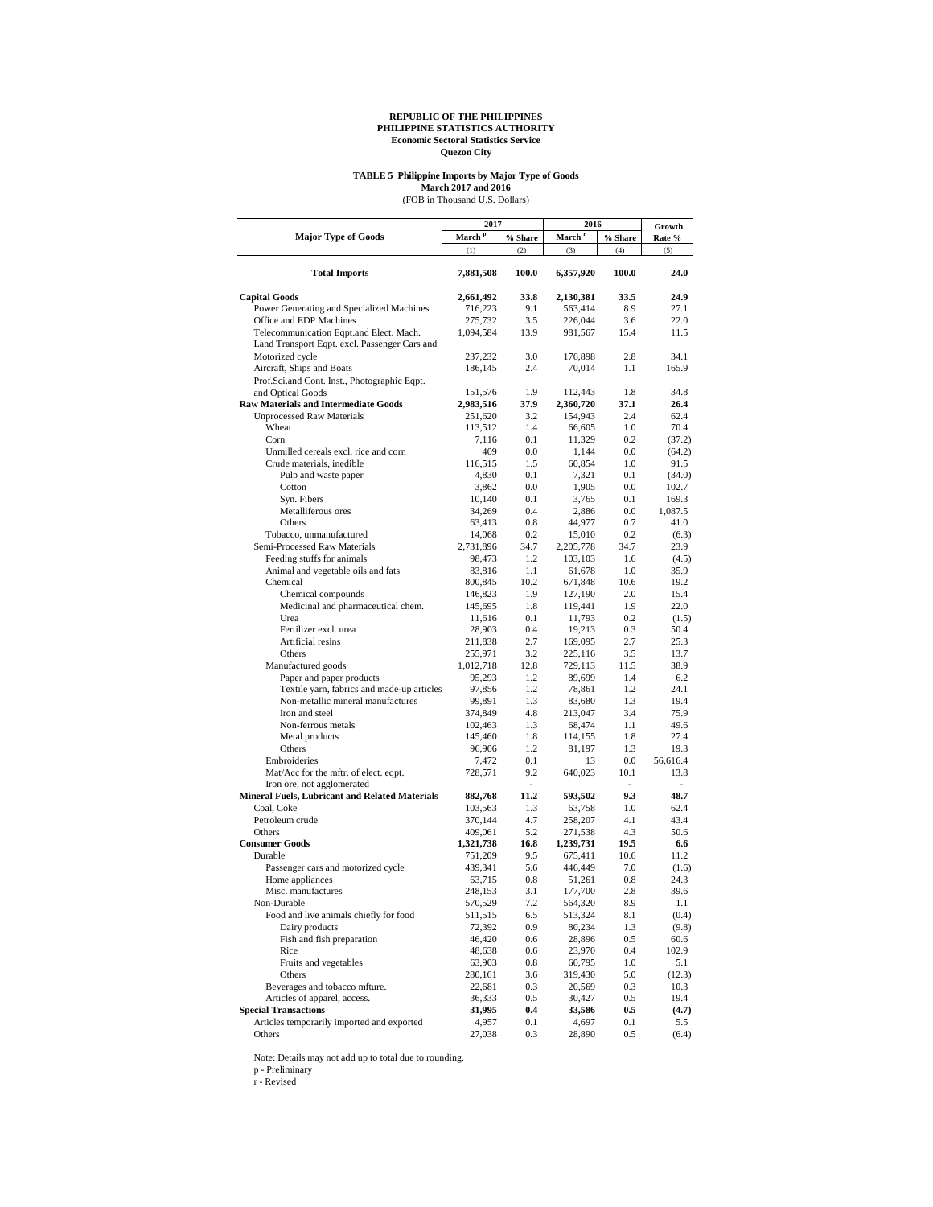**REPUBLIC OF THE PHILIPPINES**
**PHILIPPINE STATISTICS AUTHORITY**
**Economic Sectoral Statistics Service**
**Quezon City**

**TABLE 5 Philippine Imports by Major Type of Goods**
**March 2017 and 2016**
(FOB in Thousand U.S. Dollars)

| Major Type of Goods | 2017 | | 2016 | | Growth Rate % |
|---|---|---|---|---|---|
| | March [p] | % Share | March [r] | % Share | |
| | (1) | (2) | (3) | (4) | (5) |
| **Total Imports** | **7,881,508** | **100.0** | **6,357,920** | **100.0** | **24.0** |
| **Capital Goods** | **2,661,492** | **33.8** | **2,130,381** | **33.5** | **24.9** |
| Power Generating and Specialized Machines | 716,223 | 9.1 | 563,414 | 8.9 | 27.1 |
| Office and EDP Machines | 275,732 | 3.5 | 226,044 | 3.6 | 22.0 |
| Telecommunication Eqpt.and Elect. Mach. | 1,094,584 | 13.9 | 981,567 | 15.4 | 11.5 |
| Land Transport Eqpt. excl. Passenger Cars and Motorized cycle | 237,232 | 3.0 | 176,898 | 2.8 | 34.1 |
| Aircraft, Ships and Boats | 186,145 | 2.4 | 70,014 | 1.1 | 165.9 |
| Prof.Sci.and Cont. Inst., Photographic Eqpt. and Optical Goods | 151,576 | 1.9 | 112,443 | 1.8 | 34.8 |
| **Raw Materials and Intermediate Goods** | **2,983,516** | **37.9** | **2,360,720** | **37.1** | **26.4** |
| Unprocessed Raw Materials | 251,620 | 3.2 | 154,943 | 2.4 | 62.4 |
| Wheat | 113,512 | 1.4 | 66,605 | 1.0 | 70.4 |
| Corn | 7,116 | 0.1 | 11,329 | 0.2 | (37.2) |
| Unmilled cereals excl. rice and corn | 409 | 0.0 | 1,144 | 0.0 | (64.2) |
| Crude materials, inedible | 116,515 | 1.5 | 60,854 | 1.0 | 91.5 |
| Pulp and waste paper | 4,830 | 0.1 | 7,321 | 0.1 | (34.0) |
| Cotton | 3,862 | 0.0 | 1,905 | 0.0 | 102.7 |
| Syn. Fibers | 10,140 | 0.1 | 3,765 | 0.1 | 169.3 |
| Metalliferous ores | 34,269 | 0.4 | 2,886 | 0.0 | 1,087.5 |
| Others | 63,413 | 0.8 | 44,977 | 0.7 | 41.0 |
| Tobacco, unmanufactured | 14,068 | 0.2 | 15,010 | 0.2 | (6.3) |
| Semi-Processed Raw Materials | 2,731,896 | 34.7 | 2,205,778 | 34.7 | 23.9 |
| Feeding stuffs for animals | 98,473 | 1.2 | 103,103 | 1.6 | (4.5) |
| Animal and vegetable oils and fats | 83,816 | 1.1 | 61,678 | 1.0 | 35.9 |
| Chemical | 800,845 | 10.2 | 671,848 | 10.6 | 19.2 |
| Chemical compounds | 146,823 | 1.9 | 127,190 | 2.0 | 15.4 |
| Medicinal and pharmaceutical chem. | 145,695 | 1.8 | 119,441 | 1.9 | 22.0 |
| Urea | 11,616 | 0.1 | 11,793 | 0.2 | (1.5) |
| Fertilizer excl. urea | 28,903 | 0.4 | 19,213 | 0.3 | 50.4 |
| Artificial resins | 211,838 | 2.7 | 169,095 | 2.7 | 25.3 |
| Others | 255,971 | 3.2 | 225,116 | 3.5 | 13.7 |
| Manufactured goods | 1,012,718 | 12.8 | 729,113 | 11.5 | 38.9 |
| Paper and paper products | 95,293 | 1.2 | 89,699 | 1.4 | 6.2 |
| Textile yarn, fabrics and made-up articles | 97,856 | 1.2 | 78,861 | 1.2 | 24.1 |
| Non-metallic mineral manufactures | 99,891 | 1.3 | 83,680 | 1.3 | 19.4 |
| Iron and steel | 374,849 | 4.8 | 213,047 | 3.4 | 75.9 |
| Non-ferrous metals | 102,463 | 1.3 | 68,474 | 1.1 | 49.6 |
| Metal products | 145,460 | 1.8 | 114,155 | 1.8 | 27.4 |
| Others | 96,906 | 1.2 | 81,197 | 1.3 | 19.3 |
| Embroideries | 7,472 | 0.1 | 13 | 0.0 | 56,616.4 |
| Mat/Acc for the mftr. of elect. eqpt. | 728,571 | 9.2 | 640,023 | 10.1 | 13.8 |
| Iron ore, not agglomerated | | - | | - | - |
| **Mineral Fuels, Lubricant and Related Materials** | **882,768** | **11.2** | **593,502** | **9.3** | **48.7** |
| Coal, Coke | 103,563 | 1.3 | 63,758 | 1.0 | 62.4 |
| Petroleum crude | 370,144 | 4.7 | 258,207 | 4.1 | 43.4 |
| Others | 409,061 | 5.2 | 271,538 | 4.3 | 50.6 |
| **Consumer Goods** | **1,321,738** | **16.8** | **1,239,731** | **19.5** | **6.6** |
| Durable | 751,209 | 9.5 | 675,411 | 10.6 | 11.2 |
| Passenger cars and motorized cycle | 439,341 | 5.6 | 446,449 | 7.0 | (1.6) |
| Home appliances | 63,715 | 0.8 | 51,261 | 0.8 | 24.3 |
| Misc. manufactures | 248,153 | 3.1 | 177,700 | 2.8 | 39.6 |
| Non-Durable | 570,529 | 7.2 | 564,320 | 8.9 | 1.1 |
| Food and live animals chiefly for food | 511,515 | 6.5 | 513,324 | 8.1 | (0.4) |
| Dairy products | 72,392 | 0.9 | 80,234 | 1.3 | (9.8) |
| Fish and fish preparation | 46,420 | 0.6 | 28,896 | 0.5 | 60.6 |
| Rice | 48,638 | 0.6 | 23,970 | 0.4 | 102.9 |
| Fruits and vegetables | 63,903 | 0.8 | 60,795 | 1.0 | 5.1 |
| Others | 280,161 | 3.6 | 319,430 | 5.0 | (12.3) |
| Beverages and tobacco mfture. | 22,681 | 0.3 | 20,569 | 0.3 | 10.3 |
| Articles of apparel, access. | 36,333 | 0.5 | 30,427 | 0.5 | 19.4 |
| **Special Transactions** | **31,995** | **0.4** | **33,586** | **0.5** | **(4.7)** |
| Articles temporarily imported and exported | 4,957 | 0.1 | 4,697 | 0.1 | 5.5 |
| Others | 27,038 | 0.3 | 28,890 | 0.5 | (6.4) |

Note: Details may not add up to total due to rounding.

p - Preliminary

r - Revised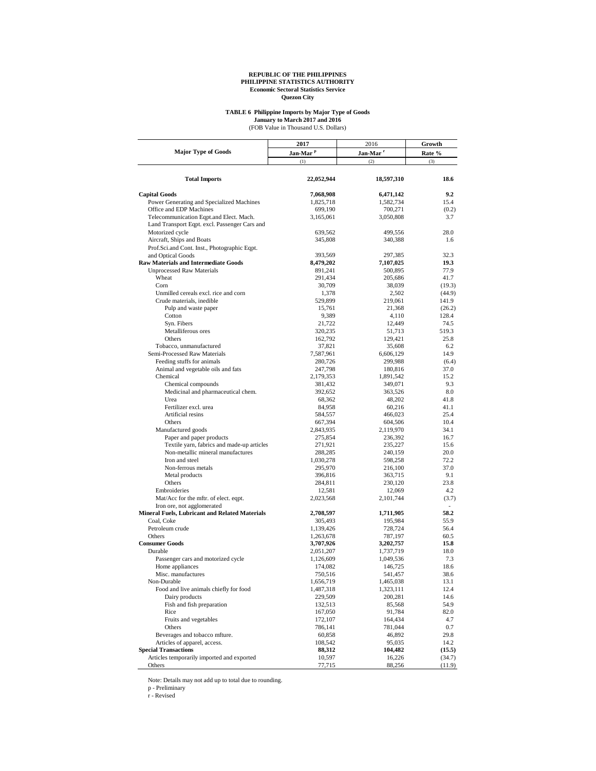**REPUBLIC OF THE PHILIPPINES**
**PHILIPPINE STATISTICS AUTHORITY**
**Economic Sectoral Statistics Service**
**Quezon City**

**TABLE 6 Philippine Imports by Major Type of Goods**
**January to March 2017 and 2016**
(FOB Value in Thousand U.S. Dollars)

| Major Type of Goods | 2017 Jan-Mar p | 2016 Jan-Mar r | Growth Rate % |
|---|---|---|---|
| | (1) | (2) | (3) |
| **Total Imports** | **22,052,944** | **18,597,310** | **18.6** |
| **Capital Goods** | **7,068,908** | **6,471,142** | **9.2** |
| Power Generating and Specialized Machines | 1,825,718 | 1,582,734 | 15.4 |
| Office and EDP Machines | 699,190 | 700,271 | (0.2) |
| Telecommunication Eqpt.and Elect. Mach. | 3,165,061 | 3,050,808 | 3.7 |
| Land Transport Eqpt. excl. Passenger Cars and Motorized cycle | 639,562 | 499,556 | 28.0 |
| Aircraft, Ships and Boats | 345,808 | 340,388 | 1.6 |
| Prof.Sci.and Cont. Inst., Photographic Eqpt. and Optical Goods | 393,569 | 297,385 | 32.3 |
| **Raw Materials and Intermediate Goods** | **8,479,202** | **7,107,025** | **19.3** |
| Unprocessed Raw Materials | 891,241 | 500,895 | 77.9 |
| Wheat | 291,434 | 205,686 | 41.7 |
| Corn | 30,709 | 38,039 | (19.3) |
| Unmilled cereals excl. rice and corn | 1,378 | 2,502 | (44.9) |
| Crude materials, inedible | 529,899 | 219,061 | 141.9 |
| Pulp and waste paper | 15,761 | 21,368 | (26.2) |
| Cotton | 9,389 | 4,110 | 128.4 |
| Syn. Fibers | 21,722 | 12,449 | 74.5 |
| Metalliferous ores | 320,235 | 51,713 | 519.3 |
| Others | 162,792 | 129,421 | 25.8 |
| Tobacco, unmanufactured | 37,821 | 35,608 | 6.2 |
| Semi-Processed Raw Materials | 7,587,961 | 6,606,129 | 14.9 |
| Feeding stuffs for animals | 280,726 | 299,988 | (6.4) |
| Animal and vegetable oils and fats | 247,798 | 180,816 | 37.0 |
| Chemical | 2,179,353 | 1,891,542 | 15.2 |
| Chemical compounds | 381,432 | 349,071 | 9.3 |
| Medicinal and pharmaceutical chem. | 392,652 | 363,526 | 8.0 |
| Urea | 68,362 | 48,202 | 41.8 |
| Fertilizer excl. urea | 84,958 | 60,216 | 41.1 |
| Artificial resins | 584,557 | 466,023 | 25.4 |
| Others | 667,394 | 604,506 | 10.4 |
| Manufactured goods | 2,843,935 | 2,119,970 | 34.1 |
| Paper and paper products | 275,854 | 236,392 | 16.7 |
| Textile yarn, fabrics and made-up articles | 271,921 | 235,227 | 15.6 |
| Non-metallic mineral manufactures | 288,285 | 240,159 | 20.0 |
| Iron and steel | 1,030,278 | 598,258 | 72.2 |
| Non-ferrous metals | 295,970 | 216,100 | 37.0 |
| Metal products | 396,816 | 363,715 | 9.1 |
| Others | 284,811 | 230,120 | 23.8 |
| Embroideries | 12,581 | 12,069 | 4.2 |
| Mat/Acc for the mftr. of elect. eqpt. | 2,023,568 | 2,101,744 | (3.7) |
| Iron ore, not agglomerated | | | - |
| **Mineral Fuels, Lubricant and Related Materials** | **2,708,597** | **1,711,905** | **58.2** |
| Coal, Coke | 305,493 | 195,984 | 55.9 |
| Petroleum crude | 1,139,426 | 728,724 | 56.4 |
| Others | 1,263,678 | 787,197 | 60.5 |
| **Consumer Goods** | **3,707,926** | **3,202,757** | **15.8** |
| Durable | 2,051,207 | 1,737,719 | 18.0 |
| Passenger cars and motorized cycle | 1,126,609 | 1,049,536 | 7.3 |
| Home appliances | 174,082 | 146,725 | 18.6 |
| Misc. manufactures | 750,516 | 541,457 | 38.6 |
| Non-Durable | 1,656,719 | 1,465,038 | 13.1 |
| Food and live animals chiefly for food | 1,487,318 | 1,323,111 | 12.4 |
| Dairy products | 229,509 | 200,281 | 14.6 |
| Fish and fish preparation | 132,513 | 85,568 | 54.9 |
| Rice | 167,050 | 91,784 | 82.0 |
| Fruits and vegetables | 172,107 | 164,434 | 4.7 |
| Others | 786,141 | 781,044 | 0.7 |
| Beverages and tobacco mftrue. | 60,858 | 46,892 | 29.8 |
| Articles of apparel, access. | 108,542 | 95,035 | 14.2 |
| **Special Transactions** | **88,312** | **104,482** | **(15.5)** |
| Articles temporarily imported and exported | 10,597 | 16,226 | (34.7) |
| Others | 77,715 | 88,256 | (11.9) |

Note: Details may not add up to total due to rounding.

p - Preliminary

r - Revised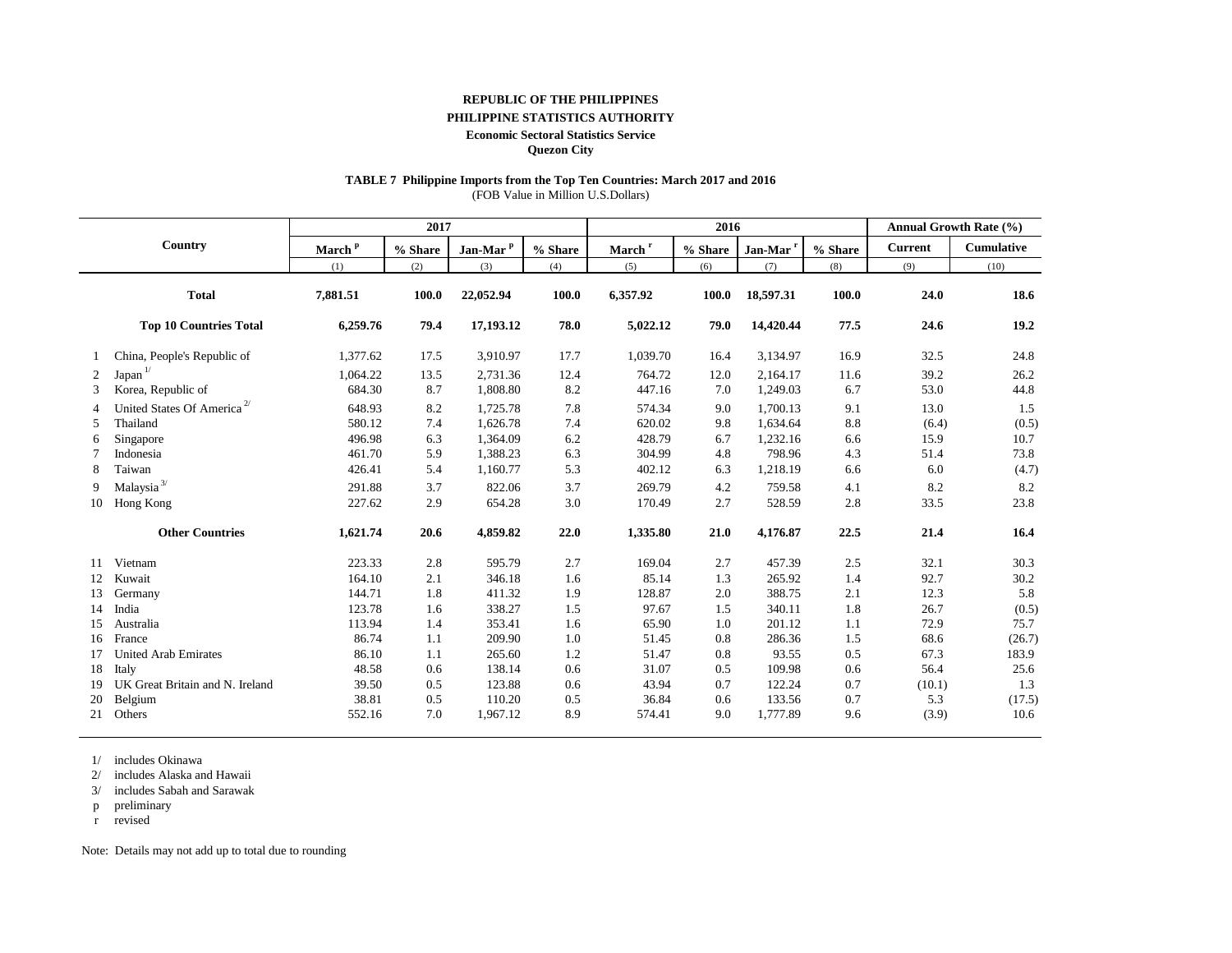**REPUBLIC OF THE PHILIPPINES**

**PHILIPPINE STATISTICS AUTHORITY**

**Economic Sectoral Statistics Service**

**Quezon City**

**TABLE 7 Philippine Imports from the Top Ten Countries: March 2017 and 2016**

(FOB Value in Million U.S.Dollars)

| | Country | 2017 | | | | 2016 | | | | Annual Growth Rate (%) | |
|---|---|---|---|---|---|---|---|---|---|---|---|
| | | March p | % Share | Jan-Mar p | % Share | March r | % Share | Jan-Mar r | % Share | Current | Cumulative |
| | | (1) | (2) | (3) | (4) | (5) | (6) | (7) | (8) | (9) | (10) |
| | **Total** | **7,881.51** | **100.0** | **22,052.94** | **100.0** | **6,357.92** | **100.0** | **18,597.31** | **100.0** | **24.0** | **18.6** |
| | **Top 10 Countries Total** | **6,259.76** | **79.4** | **17,193.12** | **78.0** | **5,022.12** | **79.0** | **14,420.44** | **77.5** | **24.6** | **19.2** |
| 1 | China, People's Republic of | 1,377.62 | 17.5 | 3,910.97 | 17.7 | 1,039.70 | 16.4 | 3,134.97 | 16.9 | 32.5 | 24.8 |
| 2 | Japan 1/ | 1,064.22 | 13.5 | 2,731.36 | 12.4 | 764.72 | 12.0 | 2,164.17 | 11.6 | 39.2 | 26.2 |
| 3 | Korea, Republic of | 684.30 | 8.7 | 1,808.80 | 8.2 | 447.16 | 7.0 | 1,249.03 | 6.7 | 53.0 | 44.8 |
| 4 | United States Of America 2/ | 648.93 | 8.2 | 1,725.78 | 7.8 | 574.34 | 9.0 | 1,700.13 | 9.1 | 13.0 | 1.5 |
| 5 | Thailand | 580.12 | 7.4 | 1,626.78 | 7.4 | 620.02 | 9.8 | 1,634.64 | 8.8 | (6.4) | (0.5) |
| 6 | Singapore | 496.98 | 6.3 | 1,364.09 | 6.2 | 428.79 | 6.7 | 1,232.16 | 6.6 | 15.9 | 10.7 |
| 7 | Indonesia | 461.70 | 5.9 | 1,388.23 | 6.3 | 304.99 | 4.8 | 798.96 | 4.3 | 51.4 | 73.8 |
| 8 | Taiwan | 426.41 | 5.4 | 1,160.77 | 5.3 | 402.12 | 6.3 | 1,218.19 | 6.6 | 6.0 | (4.7) |
| 9 | Malaysia 3/ | 291.88 | 3.7 | 822.06 | 3.7 | 269.79 | 4.2 | 759.58 | 4.1 | 8.2 | 8.2 |
| 10 | Hong Kong | 227.62 | 2.9 | 654.28 | 3.0 | 170.49 | 2.7 | 528.59 | 2.8 | 33.5 | 23.8 |
| | **Other Countries** | **1,621.74** | **20.6** | **4,859.82** | **22.0** | **1,335.80** | **21.0** | **4,176.87** | **22.5** | **21.4** | **16.4** |
| 11 | Vietnam | 223.33 | 2.8 | 595.79 | 2.7 | 169.04 | 2.7 | 457.39 | 2.5 | 32.1 | 30.3 |
| 12 | Kuwait | 164.10 | 2.1 | 346.18 | 1.6 | 85.14 | 1.3 | 265.92 | 1.4 | 92.7 | 30.2 |
| 13 | Germany | 144.71 | 1.8 | 411.32 | 1.9 | 128.87 | 2.0 | 388.75 | 2.1 | 12.3 | 5.8 |
| 14 | India | 123.78 | 1.6 | 338.27 | 1.5 | 97.67 | 1.5 | 340.11 | 1.8 | 26.7 | (0.5) |
| 15 | Australia | 113.94 | 1.4 | 353.41 | 1.6 | 65.90 | 1.0 | 201.12 | 1.1 | 72.9 | 75.7 |
| 16 | France | 86.74 | 1.1 | 209.90 | 1.0 | 51.45 | 0.8 | 286.36 | 1.5 | 68.6 | (26.7) |
| 17 | United Arab Emirates | 86.10 | 1.1 | 265.60 | 1.2 | 51.47 | 0.8 | 93.55 | 0.5 | 67.3 | 183.9 |
| 18 | Italy | 48.58 | 0.6 | 138.14 | 0.6 | 31.07 | 0.5 | 109.98 | 0.6 | 56.4 | 25.6 |
| 19 | UK Great Britain and N. Ireland | 39.50 | 0.5 | 123.88 | 0.6 | 43.94 | 0.7 | 122.24 | 0.7 | (10.1) | 1.3 |
| 20 | Belgium | 38.81 | 0.5 | 110.20 | 0.5 | 36.84 | 0.6 | 133.56 | 0.7 | 5.3 | (17.5) |
| 21 | Others | 552.16 | 7.0 | 1,967.12 | 8.9 | 574.41 | 9.0 | 1,777.89 | 9.6 | (3.9) | 10.6 |

1/ includes Okinawa

2/ includes Alaska and Hawaii

3/ includes Sabah and Sarawak

p preliminary

r revised

Note: Details may not add up to total due to rounding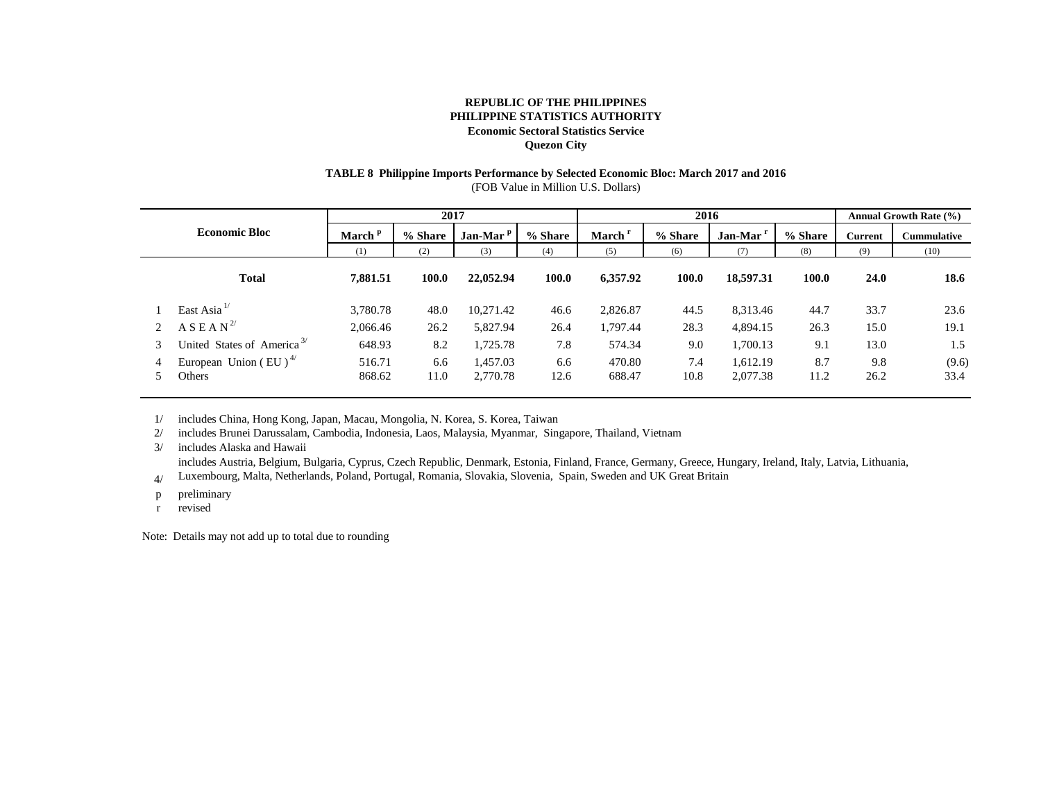**REPUBLIC OF THE PHILIPPINES**
**PHILIPPINE STATISTICS AUTHORITY**
**Economic Sectoral Statistics Service**
**Quezon City**

**TABLE 8 Philippine Imports Performance by Selected Economic Bloc: March 2017 and 2016**
(FOB Value in Million U.S. Dollars)

| | Economic Bloc | 2017 | | | | 2016 | | | | Annual Growth Rate (%) | |
|---|---|---|---|---|---|---|---|---|---|---|---|
| | | March p | % Share | Jan-Mar p | % Share | March r | % Share | Jan-Mar r | % Share | Current | Cummulative |
| | | (1) | (2) | (3) | (4) | (5) | (6) | (7) | (8) | (9) | (10) |
| | **Total** | **7,881.51** | **100.0** | **22,052.94** | **100.0** | **6,357.92** | **100.0** | **18,597.31** | **100.0** | **24.0** | **18.6** |
| 1 | East Asia 1/ | 3,780.78 | 48.0 | 10,271.42 | 46.6 | 2,826.87 | 44.5 | 8,313.46 | 44.7 | 33.7 | 23.6 |
| 2 | A S E A N 2/ | 2,066.46 | 26.2 | 5,827.94 | 26.4 | 1,797.44 | 28.3 | 4,894.15 | 26.3 | 15.0 | 19.1 |
| 3 | United States of America 3/ | 648.93 | 8.2 | 1,725.78 | 7.8 | 574.34 | 9.0 | 1,700.13 | 9.1 | 13.0 | 1.5 |
| 4 | European Union ( EU ) 4/ | 516.71 | 6.6 | 1,457.03 | 6.6 | 470.80 | 7.4 | 1,612.19 | 8.7 | 9.8 | (9.6) |
| 5 | Others | 868.62 | 11.0 | 2,770.78 | 12.6 | 688.47 | 10.8 | 2,077.38 | 11.2 | 26.2 | 33.4 |

1/ includes China, Hong Kong, Japan, Macau, Mongolia, N. Korea, S. Korea, Taiwan
2/ includes Brunei Darussalam, Cambodia, Indonesia, Laos, Malaysia, Myanmar, Singapore, Thailand, Vietnam
3/ includes Alaska and Hawaii
4/ includes Austria, Belgium, Bulgaria, Cyprus, Czech Republic, Denmark, Estonia, Finland, France, Germany, Greece, Hungary, Ireland, Italy, Latvia, Lithuania, Luxembourg, Malta, Netherlands, Poland, Portugal, Romania, Slovakia, Slovenia, Spain, Sweden and UK Great Britain
p preliminary
r revised

Note: Details may not add up to total due to rounding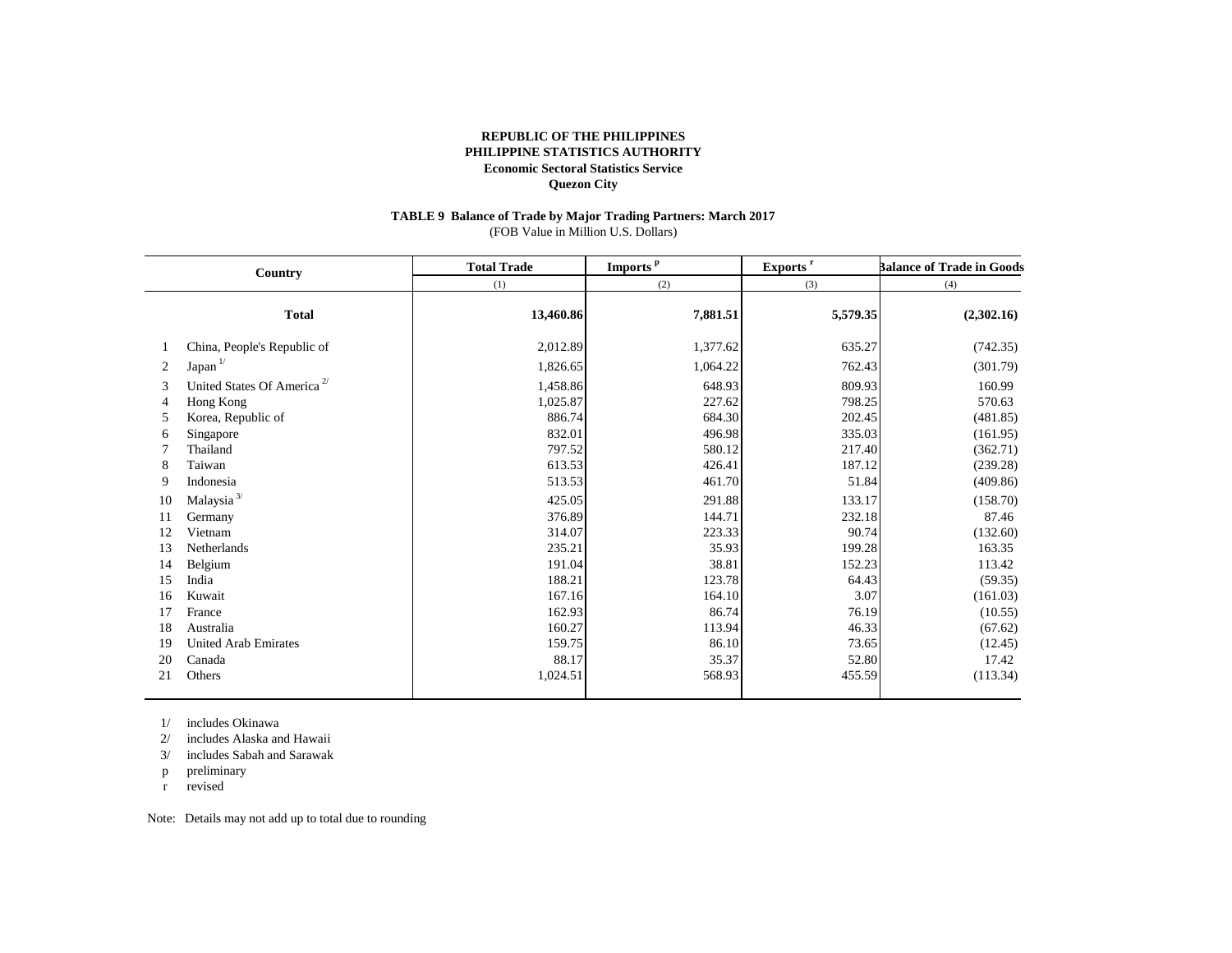**REPUBLIC OF THE PHILIPPINES**
**PHILIPPINE STATISTICS AUTHORITY**
**Economic Sectoral Statistics Service**
**Quezon City**

**TABLE 9 Balance of Trade by Major Trading Partners: March 2017**
(FOB Value in Million U.S. Dollars)

| | Country | Total Trade | Imports [p] | Exports [r] | Balance of Trade in Goods |
|---|---|---|---|---|---|
| | | (1) | (2) | (3) | (4) |
| | **Total** | **13,460.86** | **7,881.51** | **5,579.35** | **(2,302.16)** |
| 1 | China, People's Republic of | 2,012.89 | 1,377.62 | 635.27 | (742.35) |
| 2 | Japan [1/] | 1,826.65 | 1,064.22 | 762.43 | (301.79) |
| 3 | United States Of America [2/] | 1,458.86 | 648.93 | 809.93 | 160.99 |
| 4 | Hong Kong | 1,025.87 | 227.62 | 798.25 | 570.63 |
| 5 | Korea, Republic of | 886.74 | 684.30 | 202.45 | (481.85) |
| 6 | Singapore | 832.01 | 496.98 | 335.03 | (161.95) |
| 7 | Thailand | 797.52 | 580.12 | 217.40 | (362.71) |
| 8 | Taiwan | 613.53 | 426.41 | 187.12 | (239.28) |
| 9 | Indonesia | 513.53 | 461.70 | 51.84 | (409.86) |
| 10 | Malaysia [3/] | 425.05 | 291.88 | 133.17 | (158.70) |
| 11 | Germany | 376.89 | 144.71 | 232.18 | 87.46 |
| 12 | Vietnam | 314.07 | 223.33 | 90.74 | (132.60) |
| 13 | Netherlands | 235.21 | 35.93 | 199.28 | 163.35 |
| 14 | Belgium | 191.04 | 38.81 | 152.23 | 113.42 |
| 15 | India | 188.21 | 123.78 | 64.43 | (59.35) |
| 16 | Kuwait | 167.16 | 164.10 | 3.07 | (161.03) |
| 17 | France | 162.93 | 86.74 | 76.19 | (10.55) |
| 18 | Australia | 160.27 | 113.94 | 46.33 | (67.62) |
| 19 | United Arab Emirates | 159.75 | 86.10 | 73.65 | (12.45) |
| 20 | Canada | 88.17 | 35.37 | 52.80 | 17.42 |
| 21 | Others | 1,024.51 | 568.93 | 455.59 | (113.34) |

1/ includes Okinawa
2/ includes Alaska and Hawaii
3/ includes Sabah and Sarawak
p preliminary
r revised

Note: Details may not add up to total due to rounding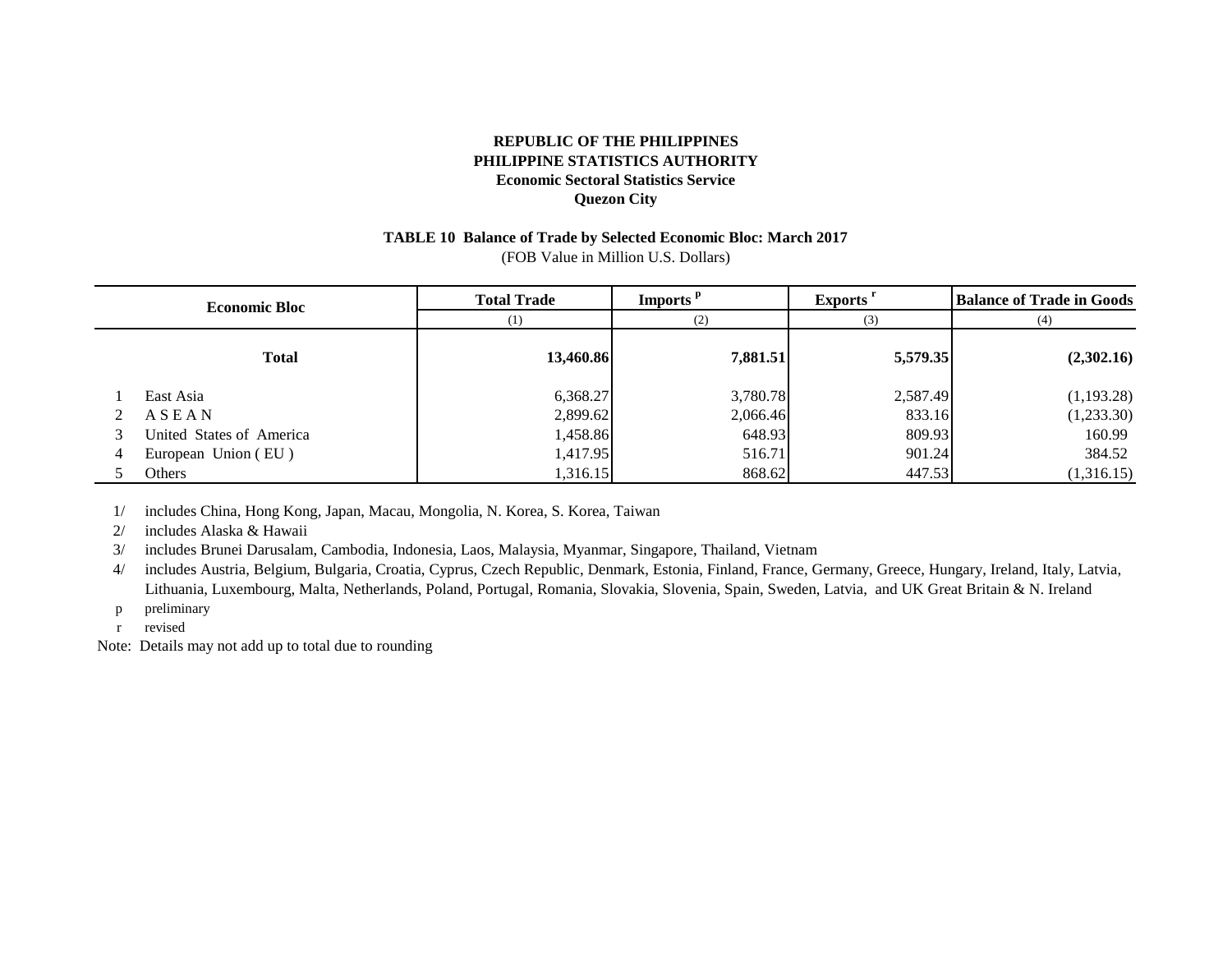**REPUBLIC OF THE PHILIPPINES**
**PHILIPPINE STATISTICS AUTHORITY**
**Economic Sectoral Statistics Service**
**Quezon City**

**TABLE 10 Balance of Trade by Selected Economic Bloc: March 2017**
(FOB Value in Million U.S. Dollars)

| | Economic Bloc | Total Trade | Imports [p] | Exports [r] | Balance of Trade in Goods |
|---|---|---|---|---|---|
| | | (1) | (2) | (3) | (4) |
| | **Total** | **13,460.86** | **7,881.51** | **5,579.35** | **(2,302.16)** |
| 1 | East Asia | 6,368.27 | 3,780.78 | 2,587.49 | (1,193.28) |
| 2 | A S E A N | 2,899.62 | 2,066.46 | 833.16 | (1,233.30) |
| 3 | United States of America | 1,458.86 | 648.93 | 809.93 | 160.99 |
| 4 | European Union ( EU ) | 1,417.95 | 516.71 | 901.24 | 384.52 |
| 5 | Others | 1,316.15 | 868.62 | 447.53 | (1,316.15) |

1/ includes China, Hong Kong, Japan, Macau, Mongolia, N. Korea, S. Korea, Taiwan

2/ includes Alaska & Hawaii

3/ includes Brunei Darusalam, Cambodia, Indonesia, Laos, Malaysia, Myanmar, Singapore, Thailand, Vietnam

4/ includes Austria, Belgium, Bulgaria, Croatia, Cyprus, Czech Republic, Denmark, Estonia, Finland, France, Germany, Greece, Hungary, Ireland, Italy, Latvia, Lithuania, Luxembourg, Malta, Netherlands, Poland, Portugal, Romania, Slovakia, Slovenia, Spain, Sweden, Latvia, and UK Great Britain & N. Ireland

p preliminary

r revised

Note: Details may not add up to total due to rounding